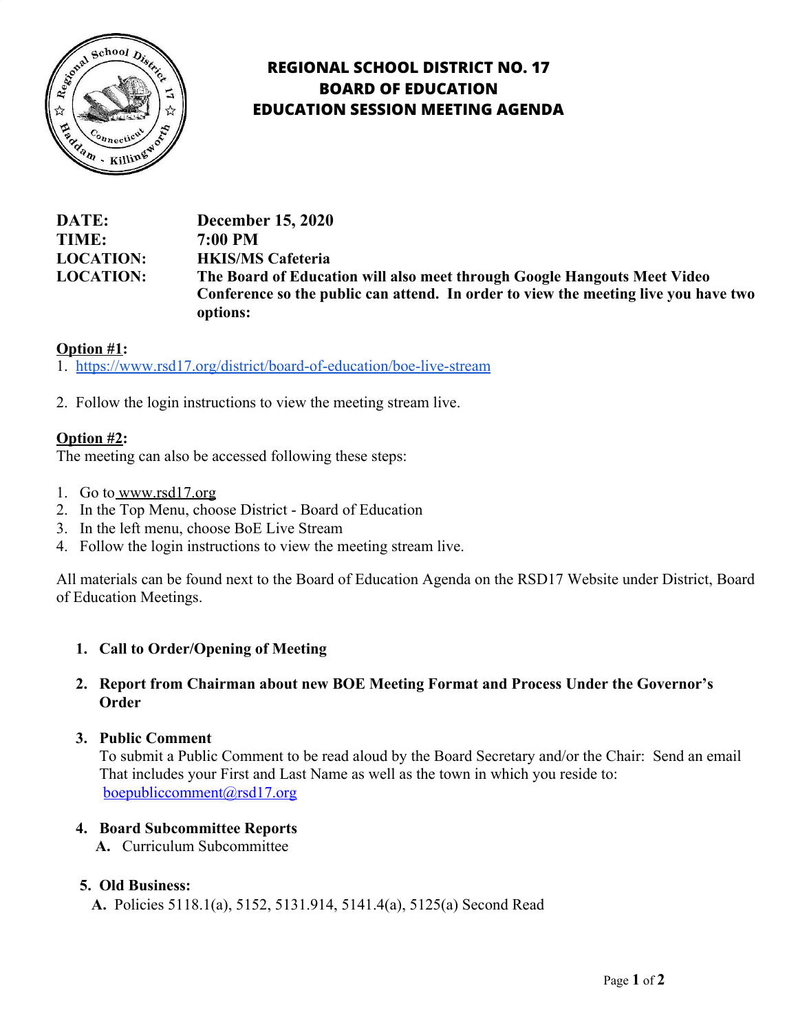# REGIONAL SCHOOL DISTRICT NO. 17
# BOARD OF EDUCATION
# EDUCATION SESSION MEETING AGENDA

**DATE:** December 15, 2020
**TIME:** 7:00 PM
**LOCATION:** HKIS/MS Cafeteria
**LOCATION:** The Board of Education will also meet through Google Hangouts Meet Video Conference so the public can attend. In order to view the meeting live you have two options:

**Option #1:**

1. https://www.rsd17.org/district/board-of-education/boe-live-stream

2. Follow the login instructions to view the meeting stream live.

**Option #2:**
The meeting can also be accessed following these steps:

1. Go to www.rsd17.org
2. In the Top Menu, choose District - Board of Education
3. In the left menu, choose BoE Live Stream
4. Follow the login instructions to view the meeting stream live.

All materials can be found next to the Board of Education Agenda on the RSD17 Website under District, Board of Education Meetings.

1. **Call to Order/Opening of Meeting**

2. **Report from Chairman about new BOE Meeting Format and Process Under the Governor's Order**

3. **Public Comment**
   To submit a Public Comment to be read aloud by the Board Secretary and/or the Chair: Send an email That includes your First and Last Name as well as the town in which you reside to: boepubliccomment@rsd17.org

4. **Board Subcommittee Reports**
   **A.** Curriculum Subcommittee

5. **Old Business:**
   **A.** Policies 5118.1(a), 5152, 5131.914, 5141.4(a), 5125(a) Second Read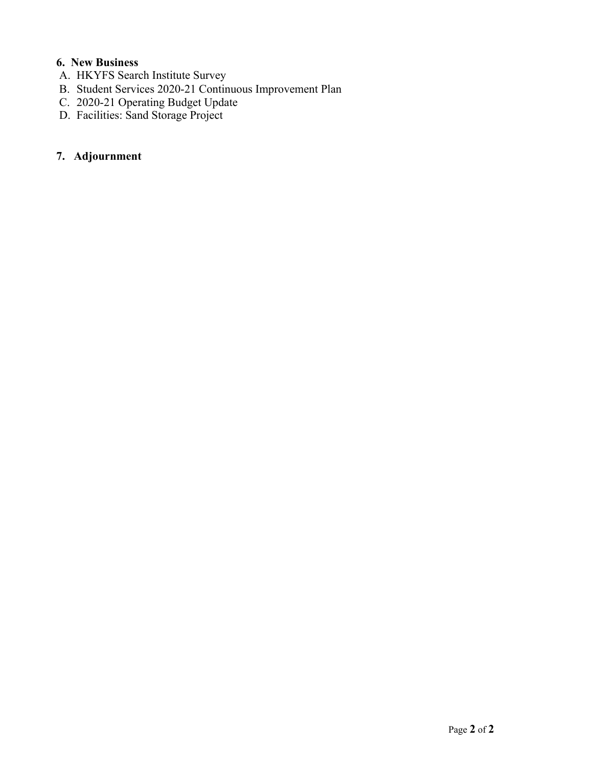**6. New Business**

A. HKYFS Search Institute Survey
B. Student Services 2020-21 Continuous Improvement Plan
C. 2020-21 Operating Budget Update
D. Facilities: Sand Storage Project

**7. Adjournment**